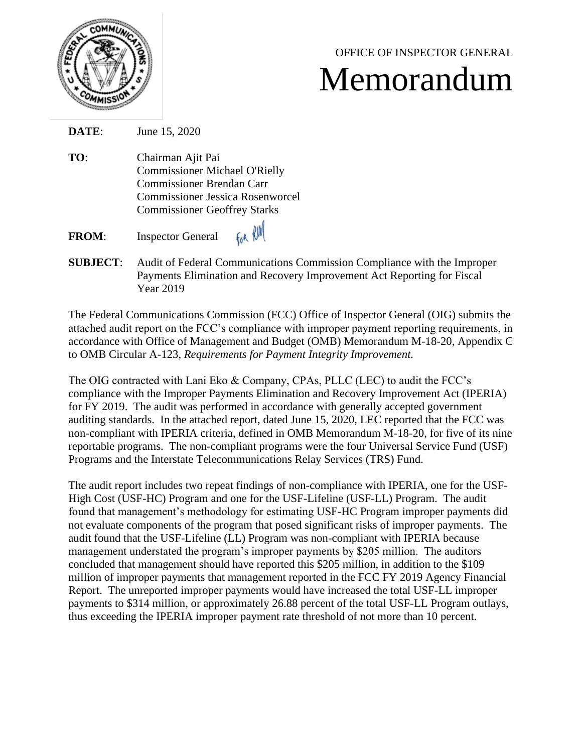OFFICE OF INSPECTOR GENERAL

# Memorandum

**DATE**: June 15, 2020

**TO**: Chairman Ajit Pai
Commissioner Michael O'Rielly
Commissioner Brendan Carr
Commissioner Jessica Rosenworcel
Commissioner Geoffrey Starks

**FROM**: Inspector General

**SUBJECT**: Audit of Federal Communications Commission Compliance with the Improper Payments Elimination and Recovery Improvement Act Reporting for Fiscal Year 2019

The Federal Communications Commission (FCC) Office of Inspector General (OIG) submits the attached audit report on the FCC's compliance with improper payment reporting requirements, in accordance with Office of Management and Budget (OMB) Memorandum M-18-20, Appendix C to OMB Circular A-123, *Requirements for Payment Integrity Improvement.*

The OIG contracted with Lani Eko & Company, CPAs, PLLC (LEC) to audit the FCC's compliance with the Improper Payments Elimination and Recovery Improvement Act (IPERIA) for FY 2019. The audit was performed in accordance with generally accepted government auditing standards. In the attached report, dated June 15, 2020, LEC reported that the FCC was non-compliant with IPERIA criteria, defined in OMB Memorandum M-18-20, for five of its nine reportable programs. The non-compliant programs were the four Universal Service Fund (USF) Programs and the Interstate Telecommunications Relay Services (TRS) Fund.

The audit report includes two repeat findings of non-compliance with IPERIA, one for the USF-High Cost (USF-HC) Program and one for the USF-Lifeline (USF-LL) Program. The audit found that management's methodology for estimating USF-HC Program improper payments did not evaluate components of the program that posed significant risks of improper payments. The audit found that the USF-Lifeline (LL) Program was non-compliant with IPERIA because management understated the program's improper payments by $205 million. The auditors concluded that management should have reported this $205 million, in addition to the $109 million of improper payments that management reported in the FCC FY 2019 Agency Financial Report. The unreported improper payments would have increased the total USF-LL improper payments to $314 million, or approximately 26.88 percent of the total USF-LL Program outlays, thus exceeding the IPERIA improper payment rate threshold of not more than 10 percent.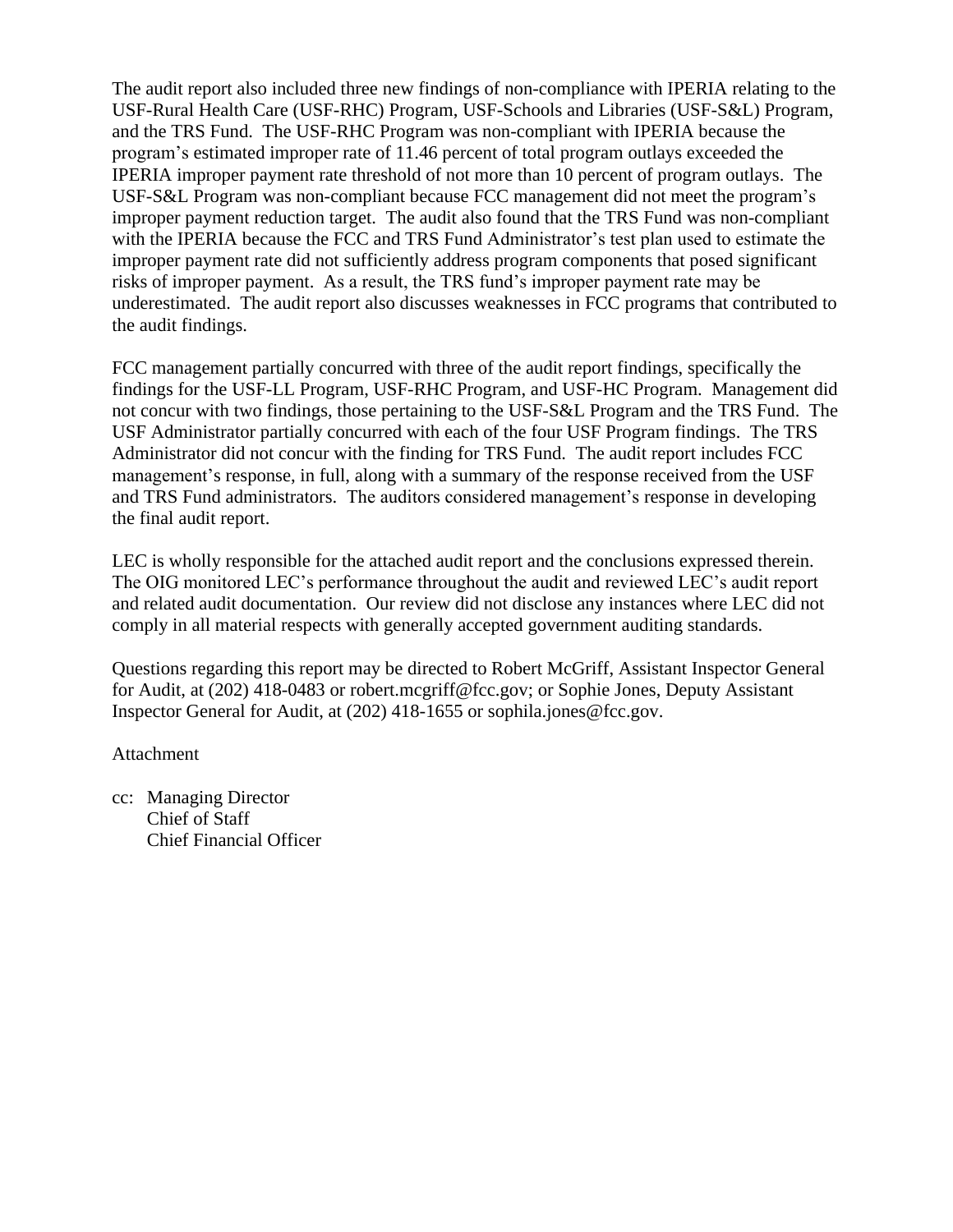The audit report also included three new findings of non-compliance with IPERIA relating to the USF-Rural Health Care (USF-RHC) Program, USF-Schools and Libraries (USF-S&L) Program, and the TRS Fund. The USF-RHC Program was non-compliant with IPERIA because the program's estimated improper rate of 11.46 percent of total program outlays exceeded the IPERIA improper payment rate threshold of not more than 10 percent of program outlays. The USF-S&L Program was non-compliant because FCC management did not meet the program's improper payment reduction target. The audit also found that the TRS Fund was non-compliant with the IPERIA because the FCC and TRS Fund Administrator's test plan used to estimate the improper payment rate did not sufficiently address program components that posed significant risks of improper payment. As a result, the TRS fund's improper payment rate may be underestimated. The audit report also discusses weaknesses in FCC programs that contributed to the audit findings.

FCC management partially concurred with three of the audit report findings, specifically the findings for the USF-LL Program, USF-RHC Program, and USF-HC Program. Management did not concur with two findings, those pertaining to the USF-S&L Program and the TRS Fund. The USF Administrator partially concurred with each of the four USF Program findings. The TRS Administrator did not concur with the finding for TRS Fund. The audit report includes FCC management's response, in full, along with a summary of the response received from the USF and TRS Fund administrators. The auditors considered management's response in developing the final audit report.

LEC is wholly responsible for the attached audit report and the conclusions expressed therein. The OIG monitored LEC's performance throughout the audit and reviewed LEC's audit report and related audit documentation. Our review did not disclose any instances where LEC did not comply in all material respects with generally accepted government auditing standards.

Questions regarding this report may be directed to Robert McGriff, Assistant Inspector General for Audit, at (202) 418-0483 or robert.mcgriff@fcc.gov; or Sophie Jones, Deputy Assistant Inspector General for Audit, at (202) 418-1655 or sophila.jones@fcc.gov.

Attachment

cc: Managing Director
Chief of Staff
Chief Financial Officer